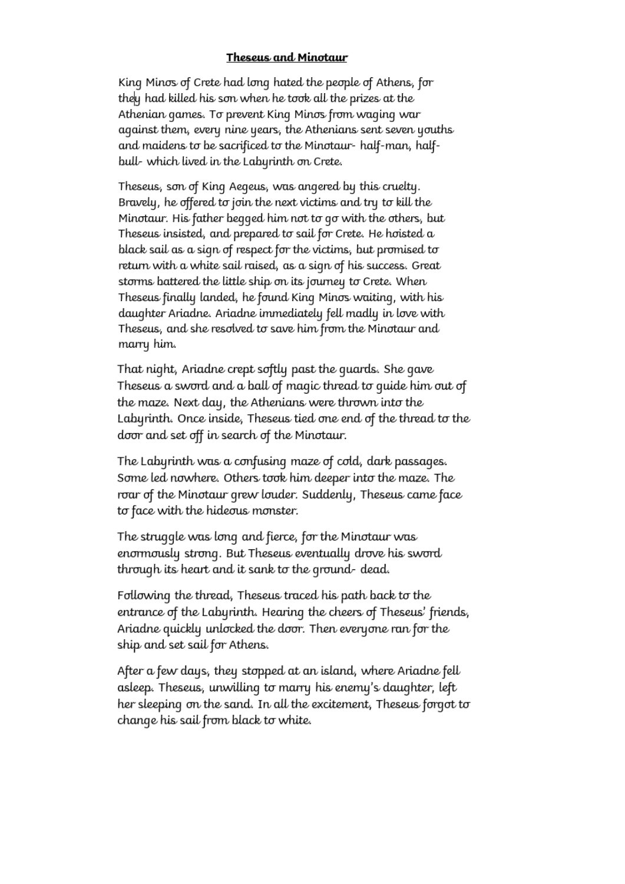# Theseus and Minotaur

King Minos of Crete had long hated the people of Athens, for they had killed his son when he took all the prizes at the Athenian games. To prevent King Minos from waging war against them, every nine years, the Athenians sent seven youths and maidens to be sacrificed to the Minotaur- half-man, half-bull- which lived in the Labyrinth on Crete.

Theseus, son of King Aegeus, was angered by this cruelty. Bravely, he offered to join the next victims and try to kill the Minotaur. His father begged him not to go with the others, but Theseus insisted, and prepared to sail for Crete. He hoisted a black sail as a sign of respect for the victims, but promised to return with a white sail raised, as a sign of his success. Great storms battered the little ship on its journey to Crete. When Theseus finally landed, he found King Minos waiting, with his daughter Ariadne. Ariadne immediately fell madly in love with Theseus, and she resolved to save him from the Minotaur and marry him.

That night, Ariadne crept softly past the guards. She gave Theseus a sword and a ball of magic thread to guide him out of the maze. Next day, the Athenians were thrown into the Labyrinth. Once inside, Theseus tied one end of the thread to the door and set off in search of the Minotaur.

The Labyrinth was a confusing maze of cold, dark passages. Some led nowhere. Others took him deeper into the maze. The roar of the Minotaur grew louder. Suddenly, Theseus came face to face with the hideous monster.

The struggle was long and fierce, for the Minotaur was enormously strong. But Theseus eventually drove his sword through its heart and it sank to the ground- dead.

Following the thread, Theseus traced his path back to the entrance of the Labyrinth. Hearing the cheers of Theseus' friends, Ariadne quickly unlocked the door. Then everyone ran for the ship and set sail for Athens.

After a few days, they stopped at an island, where Ariadne fell asleep. Theseus, unwilling to marry his enemy's daughter, left her sleeping on the sand. In all the excitement, Theseus forgot to change his sail from black to white.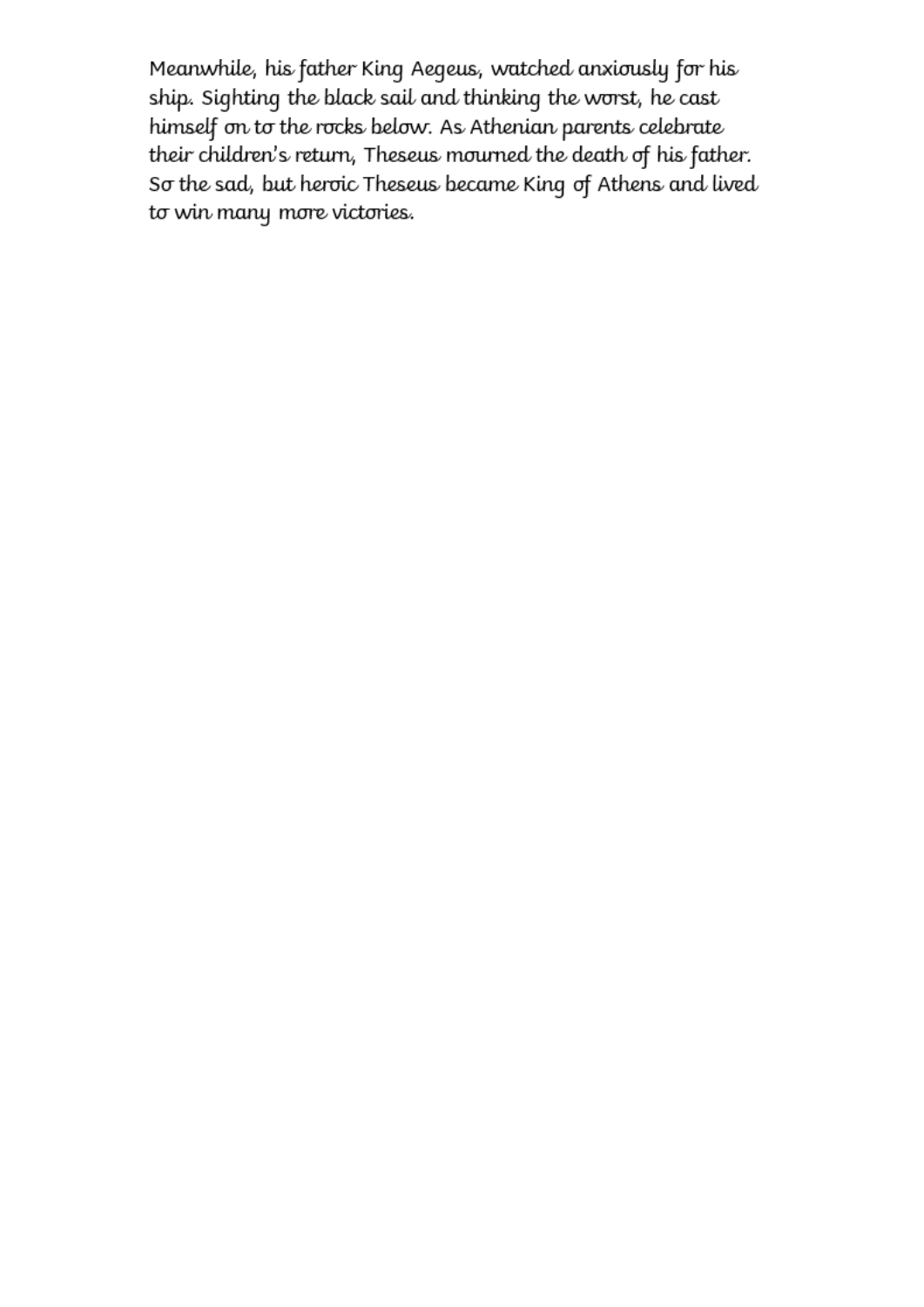Meanwhile, his father King Aegeus, watched anxiously for his ship. Sighting the black sail and thinking the worst, he cast himself on to the rocks below. As Athenian parents celebrate their children's return, Theseus mourned the death of his father. So the sad, but heroic Theseus became King of Athens and lived to win many more victories.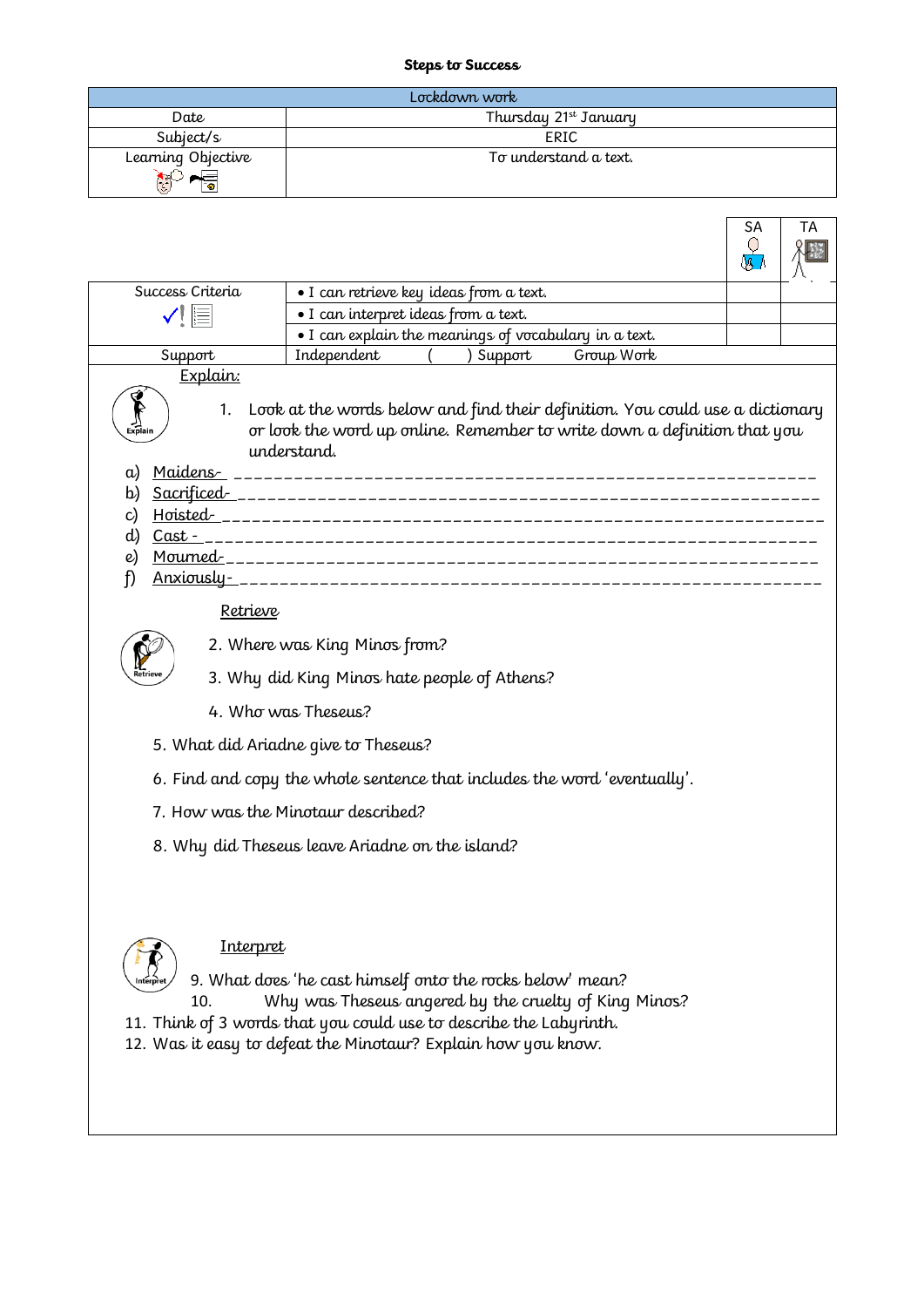**Steps to Success**

| Lockdown work | |
|---|---|
| Date | Thursday 21st January |
| Subject/s | ERIC |
| Learning Objective | To understand a text. |

| | | SA | TA |
|---|---|---|---|
| Success Criteria | • I can retrieve key ideas from a text. | | |
| | • I can interpret ideas from a text. | | |
| | • I can explain the meanings of vocabulary in a text. | | |
| Support | Independent ( ) Support Group Work | | |

__Explain:__

1. Look at the words below and find their definition. You could use a dictionary or look the word up online. Remember to write down a definition that you understand.

a) Maidens- ________________________________________________________

b) Sacrificed- ______________________________________________________

c) Hoisted- ________________________________________________________

d) Cast - __________________________________________________________

e) Mourned-_______________________________________________________

f) Anxiously- ______________________________________________________

__Retrieve__

2. Where was King Minos from?

3. Why did King Minos hate people of Athens?

4. Who was Theseus?

5. What did Ariadne give to Theseus?

6. Find and copy the whole sentence that includes the word 'eventually'.

7. How was the Minotaur described?

8. Why did Theseus leave Ariadne on the island?

__Interpret__

9. What does 'he cast himself onto the rocks below' mean?

10. Why was Theseus angered by the cruelty of King Minos?

11. Think of 3 words that you could use to describe the Labyrinth.

12. Was it easy to defeat the Minotaur? Explain how you know.